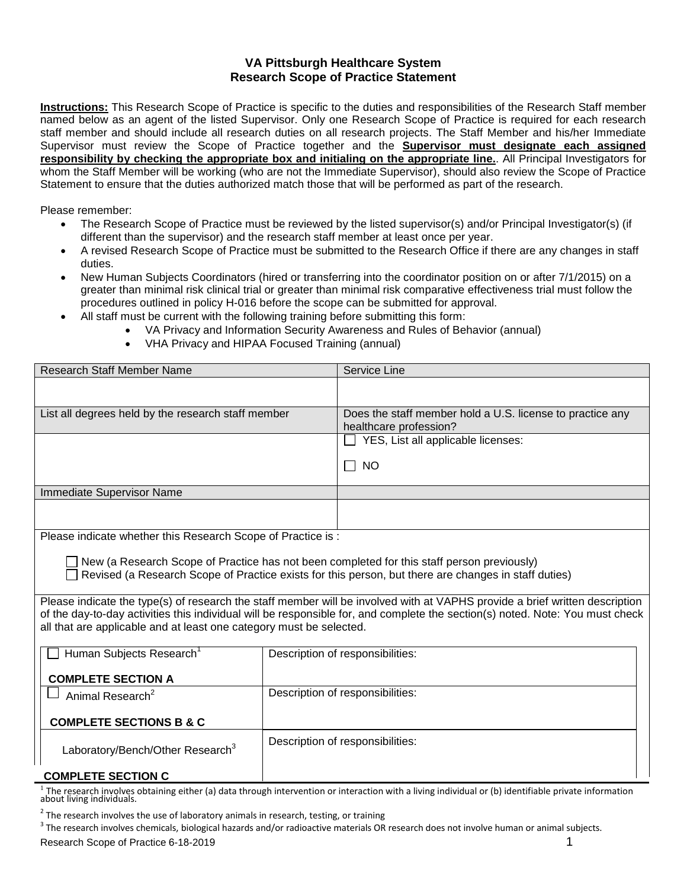# VA Pittsburgh Healthcare System
## Research Scope of Practice Statement

**Instructions:** This Research Scope of Practice is specific to the duties and responsibilities of the Research Staff member named below as an agent of the listed Supervisor. Only one Research Scope of Practice is required for each research staff member and should include all research duties on all research projects. The Staff Member and his/her Immediate Supervisor must review the Scope of Practice together and the **Supervisor must designate each assigned responsibility by checking the appropriate box and initialing on the appropriate line.**. All Principal Investigators for whom the Staff Member will be working (who are not the Immediate Supervisor), should also review the Scope of Practice Statement to ensure that the duties authorized match those that will be performed as part of the research.

Please remember:

- The Research Scope of Practice must be reviewed by the listed supervisor(s) and/or Principal Investigator(s) (if different than the supervisor) and the research staff member at least once per year.
- A revised Research Scope of Practice must be submitted to the Research Office if there are any changes in staff duties.
- New Human Subjects Coordinators (hired or transferring into the coordinator position on or after 7/1/2015) on a greater than minimal risk clinical trial or greater than minimal risk comparative effectiveness trial must follow the procedures outlined in policy H-016 before the scope can be submitted for approval.
- All staff must be current with the following training before submitting this form:
  - VA Privacy and Information Security Awareness and Rules of Behavior (annual)
  - VHA Privacy and HIPAA Focused Training (annual)

| Research Staff Member Name | Service Line |
|---|---|
| | |
| List all degrees held by the research staff member | Does the staff member hold a U.S. license to practice any healthcare profession? |
| | ☐ YES, List all applicable licenses:<br><br>☐ NO |
| Immediate Supervisor Name | |
| | |

Please indicate whether this Research Scope of Practice is :

☐ New (a Research Scope of Practice has not been completed for this staff person previously)
☐ Revised (a Research Scope of Practice exists for this person, but there are changes in staff duties)

Please indicate the type(s) of research the staff member will be involved with at VAPHS provide a brief written description of the day-to-day activities this individual will be responsible for, and complete the section(s) noted. Note: You must check all that are applicable and at least one category must be selected.

| | |
|---|---|
| ☐ Human Subjects Research[1]<br><br>**COMPLETE SECTION A** | Description of responsibilities: |
| ☐ Animal Research[2]<br><br>**COMPLETE SECTIONS B & C** | Description of responsibilities: |
| Laboratory/Bench/Other Research[3]<br><br>**COMPLETE SECTION C** | Description of responsibilities: |

[1] The research involves obtaining either (a) data through intervention or interaction with a living individual or (b) identifiable private information about living individuals.

[2] The research involves the use of laboratory animals in research, testing, or training

[3] The research involves chemicals, biological hazards and/or radioactive materials OR research does not involve human or animal subjects.

Research Scope of Practice 6-18-2019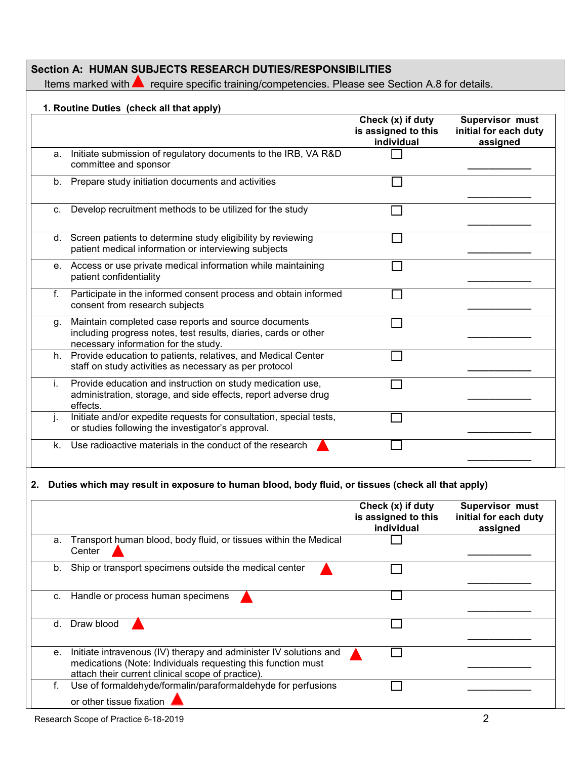## Section A: HUMAN SUBJECTS RESEARCH DUTIES/RESPONSIBILITIES

Items marked with ▲ require specific training/competencies. Please see Section A.8 for details.

### 1. Routine Duties (check all that apply)

| | Check (x) if duty is assigned to this individual | Supervisor must initial for each duty assigned |
|---|---|---|
| a. Initiate submission of regulatory documents to the IRB, VA R&D committee and sponsor | ☐ | ____________ |
| b. Prepare study initiation documents and activities | ☐ | ____________ |
| c. Develop recruitment methods to be utilized for the study | ☐ | ____________ |
| d. Screen patients to determine study eligibility by reviewing patient medical information or interviewing subjects | ☐ | ____________ |
| e. Access or use private medical information while maintaining patient confidentiality | ☐ | ____________ |
| f. Participate in the informed consent process and obtain informed consent from research subjects | ☐ | ____________ |
| g. Maintain completed case reports and source documents including progress notes, test results, diaries, cards or other necessary information for the study. | ☐ | ____________ |
| h. Provide education to patients, relatives, and Medical Center staff on study activities as necessary as per protocol | ☐ | ____________ |
| i. Provide education and instruction on study medication use, administration, storage, and side effects, report adverse drug effects. | ☐ | ____________ |
| j. Initiate and/or expedite requests for consultation, special tests, or studies following the investigator's approval. | ☐ | ____________ |
| k. Use radioactive materials in the conduct of the research ▲ | ☐ | ____________ |

### 2. Duties which may result in exposure to human blood, body fluid, or tissues (check all that apply)

| | Check (x) if duty is assigned to this individual | Supervisor must initial for each duty assigned |
|---|---|---|
| a. Transport human blood, body fluid, or tissues within the Medical Center ▲ | ☐ | ____________ |
| b. Ship or transport specimens outside the medical center ▲ | ☐ | ____________ |
| c. Handle or process human specimens ▲ | ☐ | ____________ |
| d. Draw blood ▲ | ☐ | ____________ |
| e. Initiate intravenous (IV) therapy and administer IV solutions and medications (Note: Individuals requesting this function must attach their current clinical scope of practice). ▲ | ☐ | ____________ |
| f. Use of formaldehyde/formalin/paraformaldehyde for perfusions or other tissue fixation ▲ | ☐ | ____________ |

Research Scope of Practice 6-18-2019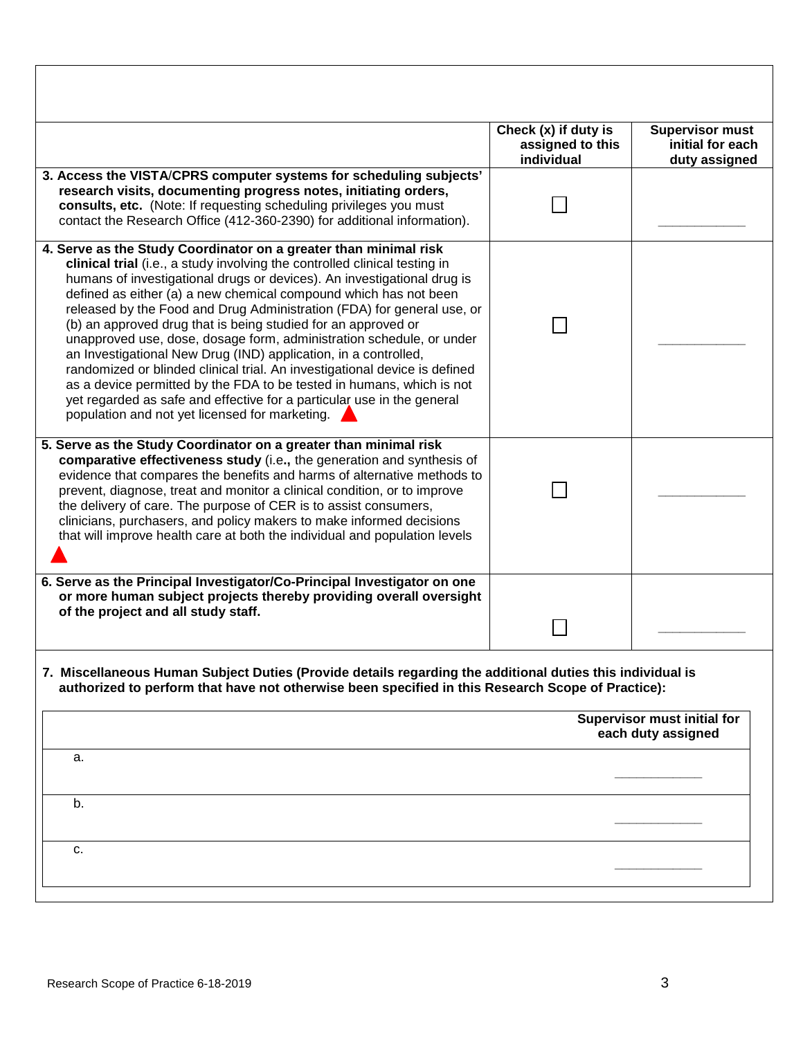| | Check (x) if duty is assigned to this individual | Supervisor must initial for each duty assigned |
|---|---|---|
| **3. Access the VISTA/CPRS computer systems for scheduling subjects' research visits, documenting progress notes, initiating orders, consults, etc.** (Note: If requesting scheduling privileges you must contact the Research Office (412-360-2390) for additional information). | ☐ | ____________ |
| **4. Serve as the Study Coordinator on a greater than minimal risk clinical trial** (i.e., a study involving the controlled clinical testing in humans of investigational drugs or devices). An investigational drug is defined as either (a) a new chemical compound which has not been released by the Food and Drug Administration (FDA) for general use, or (b) an approved drug that is being studied for an approved or unapproved use, dose, dosage form, administration schedule, or under an Investigational New Drug (IND) application, in a controlled, randomized or blinded clinical trial. An investigational device is defined as a device permitted by the FDA to be tested in humans, which is not yet regarded as safe and effective for a particular use in the general population and not yet licensed for marketing. ▲ | ☐ | ____________ |
| **5. Serve as the Study Coordinator on a greater than minimal risk comparative effectiveness study** (i.e., the generation and synthesis of evidence that compares the benefits and harms of alternative methods to prevent, diagnose, treat and monitor a clinical condition, or to improve the delivery of care. The purpose of CER is to assist consumers, clinicians, purchasers, and policy makers to make informed decisions that will improve health care at both the individual and population levels ▲ | ☐ | ____________ |
| **6. Serve as the Principal Investigator/Co-Principal Investigator on one or more human subject projects thereby providing overall oversight of the project and all study staff.** | ☐ | ____________ |

**7. Miscellaneous Human Subject Duties (Provide details regarding the additional duties this individual is authorized to perform that have not otherwise been specified in this Research Scope of Practice):**

| | Supervisor must initial for each duty assigned |
|---|---|
| a. | ____________ |
| b. | ____________ |
| c. | ____________ |

Research Scope of Practice 6-18-2019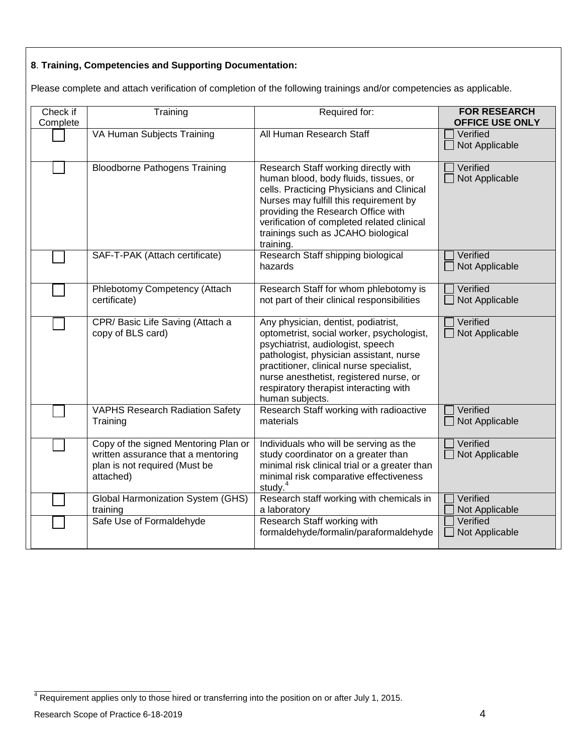**8**. **Training, Competencies and Supporting Documentation:**

Please complete and attach verification of completion of the following trainings and/or competencies as applicable.

| Check if Complete | Training | Required for: | **FOR RESEARCH OFFICE USE ONLY** |
|---|---|---|---|
| ☐ | VA Human Subjects Training | All Human Research Staff | ☐ Verified<br>☐ Not Applicable |
| ☐ | Bloodborne Pathogens Training | Research Staff working directly with human blood, body fluids, tissues, or cells. Practicing Physicians and Clinical Nurses may fulfill this requirement by providing the Research Office with verification of completed related clinical trainings such as JCAHO biological training. | ☐ Verified<br>☐ Not Applicable |
| ☐ | SAF-T-PAK (Attach certificate) | Research Staff shipping biological hazards | ☐ Verified<br>☐ Not Applicable |
| ☐ | Phlebotomy Competency (Attach certificate) | Research Staff for whom phlebotomy is not part of their clinical responsibilities | ☐ Verified<br>☐ Not Applicable |
| ☐ | CPR/ Basic Life Saving (Attach a copy of BLS card) | Any physician, dentist, podiatrist, optometrist, social worker, psychologist, psychiatrist, audiologist, speech pathologist, physician assistant, nurse practitioner, clinical nurse specialist, nurse anesthetist, registered nurse, or respiratory therapist interacting with human subjects. | ☐ Verified<br>☐ Not Applicable |
| ☐ | VAPHS Research Radiation Safety Training | Research Staff working with radioactive materials | ☐ Verified<br>☐ Not Applicable |
| ☐ | Copy of the signed Mentoring Plan or written assurance that a mentoring plan is not required (Must be attached) | Individuals who will be serving as the study coordinator on a greater than minimal risk clinical trial or a greater than minimal risk comparative effectiveness study.[4] | ☐ Verified<br>☐ Not Applicable |
| ☐ | Global Harmonization System (GHS) training | Research staff working with chemicals in a laboratory | ☐ Verified<br>☐ Not Applicable |
| ☐ | Safe Use of Formaldehyde | Research Staff working with formaldehyde/formalin/paraformaldehyde | ☐ Verified<br>☐ Not Applicable |

[4] Requirement applies only to those hired or transferring into the position on or after July 1, 2015.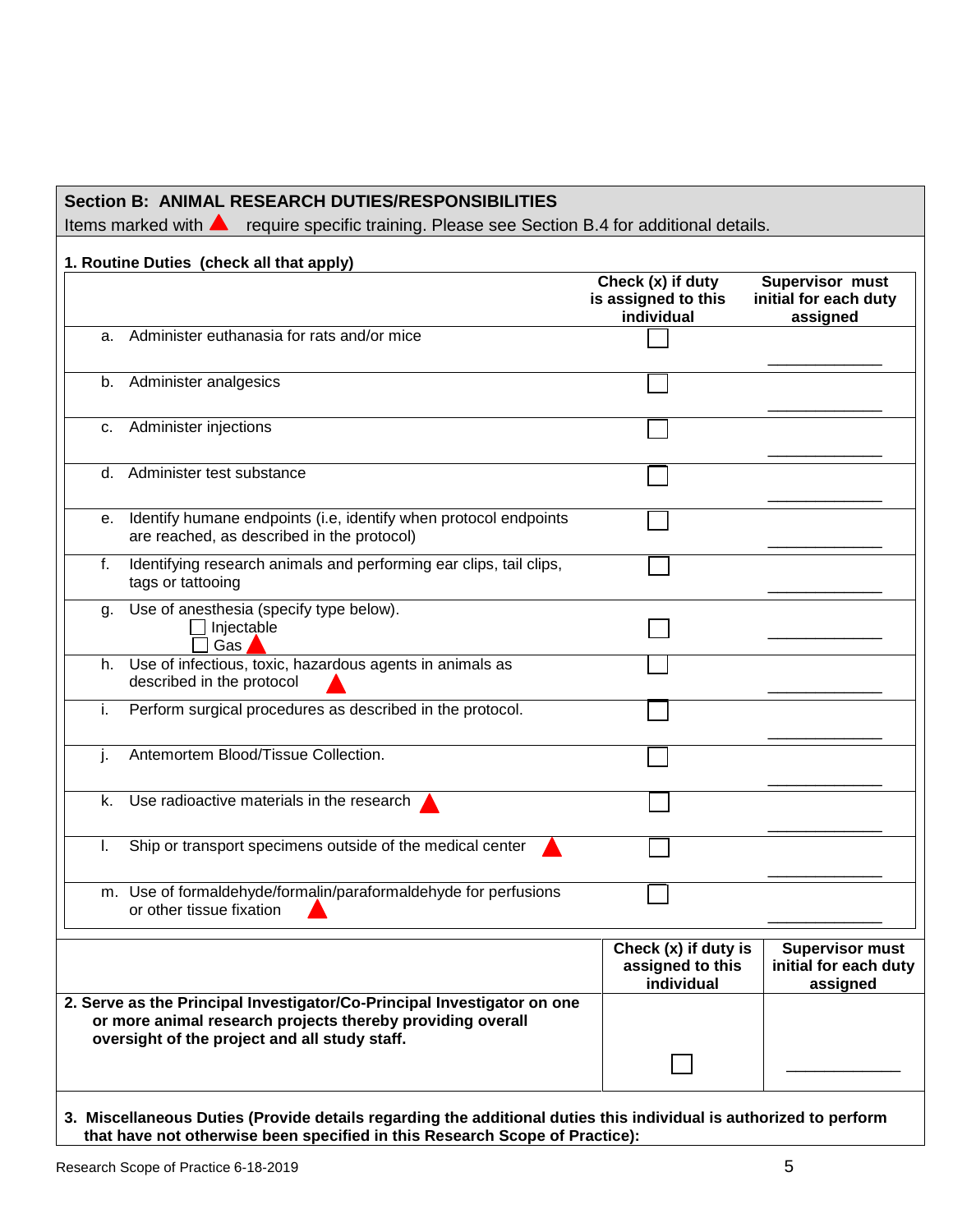**Section B: ANIMAL RESEARCH DUTIES/RESPONSIBILITIES**

Items marked with ▲ require specific training. Please see Section B.4 for additional details.

**1. Routine Duties (check all that apply)**

| | Check (x) if duty is assigned to this individual | Supervisor must initial for each duty assigned |
|---|---|---|
| a. Administer euthanasia for rats and/or mice | ☐ | ____________ |
| b. Administer analgesics | ☐ | ____________ |
| c. Administer injections | ☐ | ____________ |
| d. Administer test substance | ☐ | ____________ |
| e. Identify humane endpoints (i.e, identify when protocol endpoints are reached, as described in the protocol) | ☐ | ____________ |
| f. Identifying research animals and performing ear clips, tail clips, tags or tattooing | ☐ | ____________ |
| g. Use of anesthesia (specify type below). ☐ Injectable ☐ Gas ▲ | ☐ | ____________ |
| h. Use of infectious, toxic, hazardous agents in animals as described in the protocol ▲ | ☐ | ____________ |
| i. Perform surgical procedures as described in the protocol. | ☐ | ____________ |
| j. Antemortem Blood/Tissue Collection. | ☐ | ____________ |
| k. Use radioactive materials in the research ▲ | ☐ | ____________ |
| l. Ship or transport specimens outside of the medical center ▲ | ☐ | ____________ |
| m. Use of formaldehyde/formalin/paraformaldehyde for perfusions or other tissue fixation ▲ | ☐ | ____________ |

| | Check (x) if duty is assigned to this individual | Supervisor must initial for each duty assigned |
|---|---|---|
| **2. Serve as the Principal Investigator/Co-Principal Investigator on one or more animal research projects thereby providing overall oversight of the project and all study staff.** | ☐ | ____________ |

**3. Miscellaneous Duties (Provide details regarding the additional duties this individual is authorized to perform that have not otherwise been specified in this Research Scope of Practice):**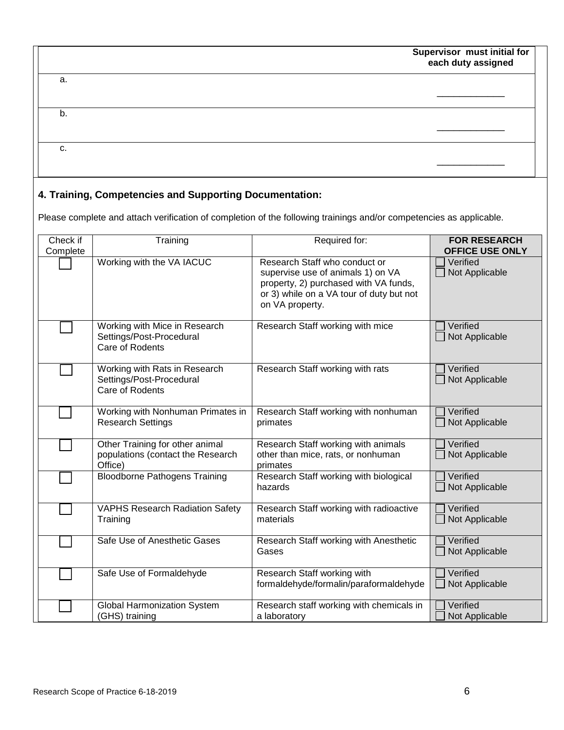| | Supervisor must initial for each duty assigned |
|---|---|
| a. | _____________ |
| b. | _____________ |
| c. | _____________ |

## 4. Training, Competencies and Supporting Documentation:

Please complete and attach verification of completion of the following trainings and/or competencies as applicable.

| Check if Complete | Training | Required for: | FOR RESEARCH OFFICE USE ONLY |
|---|---|---|---|
| ☐ | Working with the VA IACUC | Research Staff who conduct or supervise use of animals 1) on VA property, 2) purchased with VA funds, or 3) while on a VA tour of duty but not on VA property. | ☐ Verified ☐ Not Applicable |
| ☐ | Working with Mice in Research Settings/Post-Procedural Care of Rodents | Research Staff working with mice | ☐ Verified ☐ Not Applicable |
| ☐ | Working with Rats in Research Settings/Post-Procedural Care of Rodents | Research Staff working with rats | ☐ Verified ☐ Not Applicable |
| ☐ | Working with Nonhuman Primates in Research Settings | Research Staff working with nonhuman primates | ☐ Verified ☐ Not Applicable |
| ☐ | Other Training for other animal populations (contact the Research Office) | Research Staff working with animals other than mice, rats, or nonhuman primates | ☐ Verified ☐ Not Applicable |
| ☐ | Bloodborne Pathogens Training | Research Staff working with biological hazards | ☐ Verified ☐ Not Applicable |
| ☐ | VAPHS Research Radiation Safety Training | Research Staff working with radioactive materials | ☐ Verified ☐ Not Applicable |
| ☐ | Safe Use of Anesthetic Gases | Research Staff working with Anesthetic Gases | ☐ Verified ☐ Not Applicable |
| ☐ | Safe Use of Formaldehyde | Research Staff working with formaldehyde/formalin/paraformaldehyde | ☐ Verified ☐ Not Applicable |
| ☐ | Global Harmonization System (GHS) training | Research staff working with chemicals in a laboratory | ☐ Verified ☐ Not Applicable |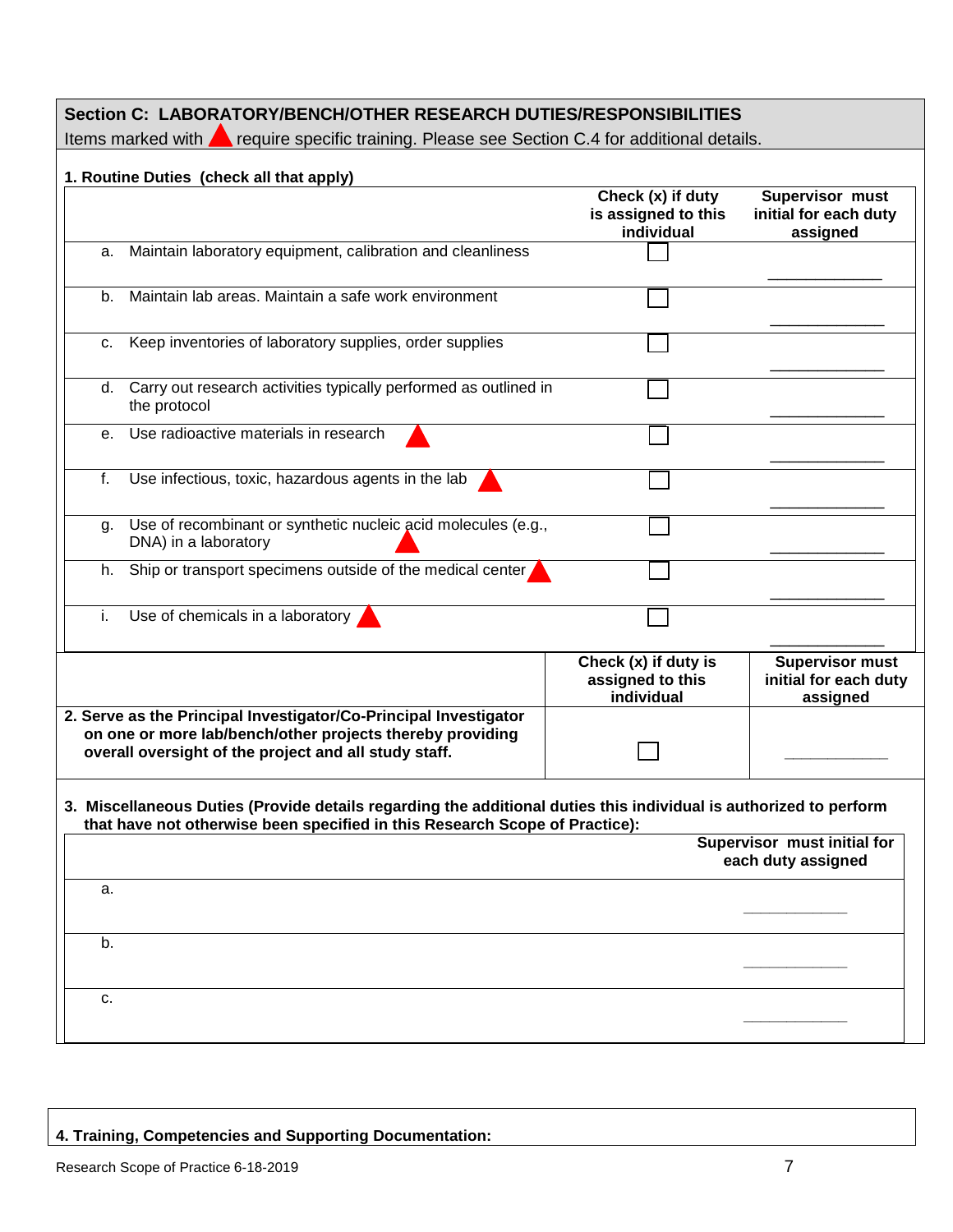## Section C: LABORATORY/BENCH/OTHER RESEARCH DUTIES/RESPONSIBILITIES

Items marked with ▲ require specific training. Please see Section C.4 for additional details.

### 1. Routine Duties (check all that apply)

| | Check (x) if duty is assigned to this individual | Supervisor must initial for each duty assigned |
|---|---|---|
| a. Maintain laboratory equipment, calibration and cleanliness | ☐ | ____________ |
| b. Maintain lab areas. Maintain a safe work environment | ☐ | ____________ |
| c. Keep inventories of laboratory supplies, order supplies | ☐ | ____________ |
| d. Carry out research activities typically performed as outlined in the protocol | ☐ | ____________ |
| e. Use radioactive materials in research ▲ | ☐ | ____________ |
| f. Use infectious, toxic, hazardous agents in the lab ▲ | ☐ | ____________ |
| g. Use of recombinant or synthetic nucleic acid molecules (e.g., DNA) in a laboratory ▲ | ☐ | ____________ |
| h. Ship or transport specimens outside of the medical center ▲ | ☐ | ____________ |
| i. Use of chemicals in a laboratory ▲ | ☐ | ____________ |

| | Check (x) if duty is assigned to this individual | Supervisor must initial for each duty assigned |
|---|---|---|
| **2. Serve as the Principal Investigator/Co-Principal Investigator on one or more lab/bench/other projects thereby providing overall oversight of the project and all study staff.** | ☐ | ____________ |

### 3. Miscellaneous Duties (Provide details regarding the additional duties this individual is authorized to perform that have not otherwise been specified in this Research Scope of Practice):

| | Supervisor must initial for each duty assigned |
|---|---|
| a. | ____________ |
| b. | ____________ |
| c. | ____________ |

### 4. Training, Competencies and Supporting Documentation: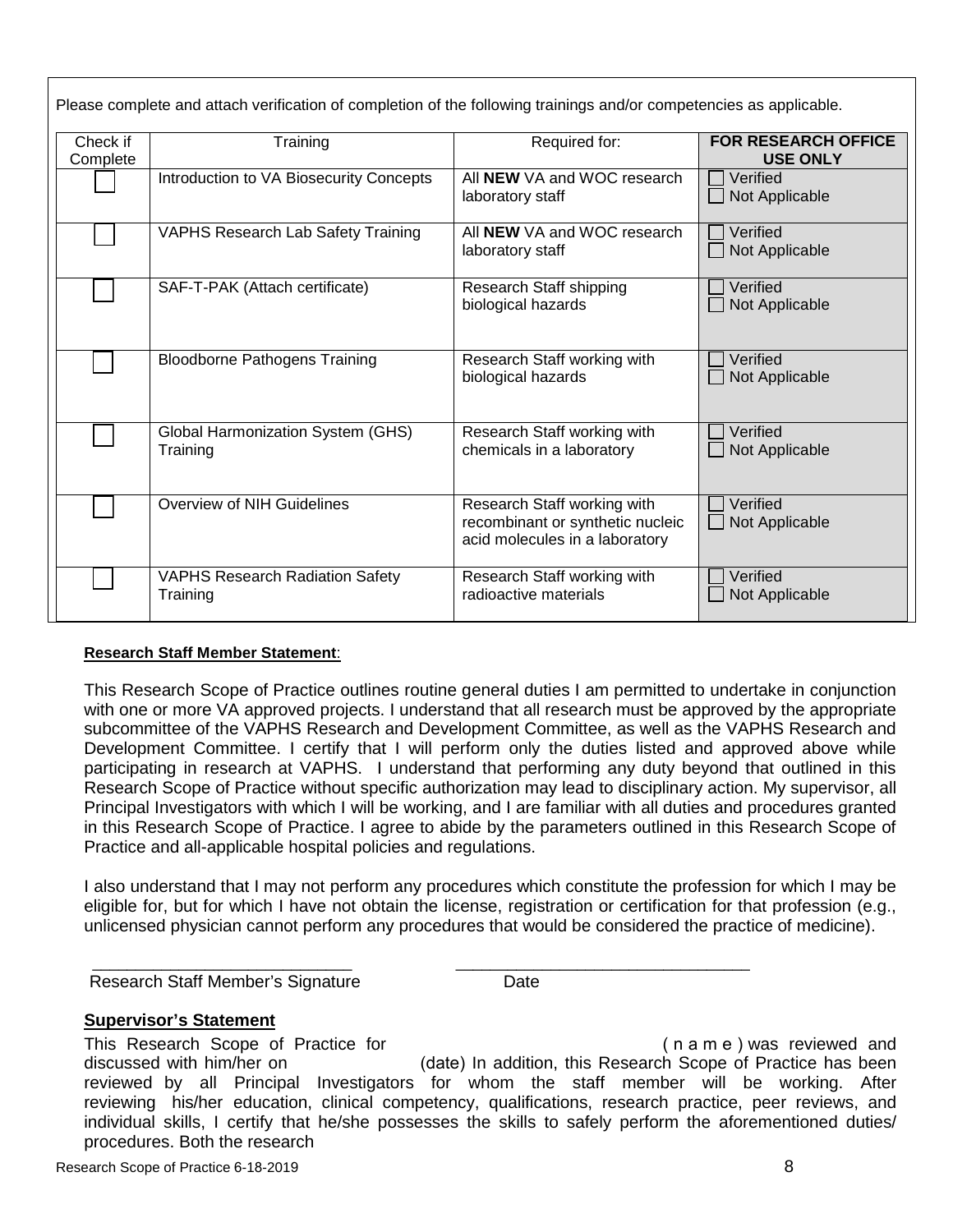Please complete and attach verification of completion of the following trainings and/or competencies as applicable.

| Check if Complete | Training | Required for: | **FOR RESEARCH OFFICE USE ONLY** |
|---|---|---|---|
| ☐ | Introduction to VA Biosecurity Concepts | All **NEW** VA and WOC research laboratory staff | ☐ Verified ☐ Not Applicable |
| ☐ | VAPHS Research Lab Safety Training | All **NEW** VA and WOC research laboratory staff | ☐ Verified ☐ Not Applicable |
| ☐ | SAF-T-PAK (Attach certificate) | Research Staff shipping biological hazards | ☐ Verified ☐ Not Applicable |
| ☐ | Bloodborne Pathogens Training | Research Staff working with biological hazards | ☐ Verified ☐ Not Applicable |
| ☐ | Global Harmonization System (GHS) Training | Research Staff working with chemicals in a laboratory | ☐ Verified ☐ Not Applicable |
| ☐ | Overview of NIH Guidelines | Research Staff working with recombinant or synthetic nucleic acid molecules in a laboratory | ☐ Verified ☐ Not Applicable |
| ☐ | VAPHS Research Radiation Safety Training | Research Staff working with radioactive materials | ☐ Verified ☐ Not Applicable |

**Research Staff Member Statement**:

This Research Scope of Practice outlines routine general duties I am permitted to undertake in conjunction with one or more VA approved projects. I understand that all research must be approved by the appropriate subcommittee of the VAPHS Research and Development Committee, as well as the VAPHS Research and Development Committee. I certify that I will perform only the duties listed and approved above while participating in research at VAPHS. I understand that performing any duty beyond that outlined in this Research Scope of Practice without specific authorization may lead to disciplinary action. My supervisor, all Principal Investigators with which I will be working, and I are familiar with all duties and procedures granted in this Research Scope of Practice. I agree to abide by the parameters outlined in this Research Scope of Practice and all-applicable hospital policies and regulations.

I also understand that I may not perform any procedures which constitute the profession for which I may be eligible for, but for which I have not obtain the license, registration or certification for that profession (e.g., unlicensed physician cannot perform any procedures that would be considered the practice of medicine).

\_\_\_\_\_\_\_\_\_\_\_\_\_\_\_\_\_\_\_\_\_\_\_\_\_\_\_\_ \_\_\_\_\_\_\_\_\_\_\_\_\_\_\_\_\_\_\_\_\_\_\_\_\_\_\_\_\_\_\_\_

Research Staff Member's Signature Date

**Supervisor's Statement**

This Research Scope of Practice for (name) was reviewed and discussed with him/her on (date) In addition, this Research Scope of Practice has been reviewed by all Principal Investigators for whom the staff member will be working. After reviewing his/her education, clinical competency, qualifications, research practice, peer reviews, and individual skills, I certify that he/she possesses the skills to safely perform the aforementioned duties/ procedures. Both the research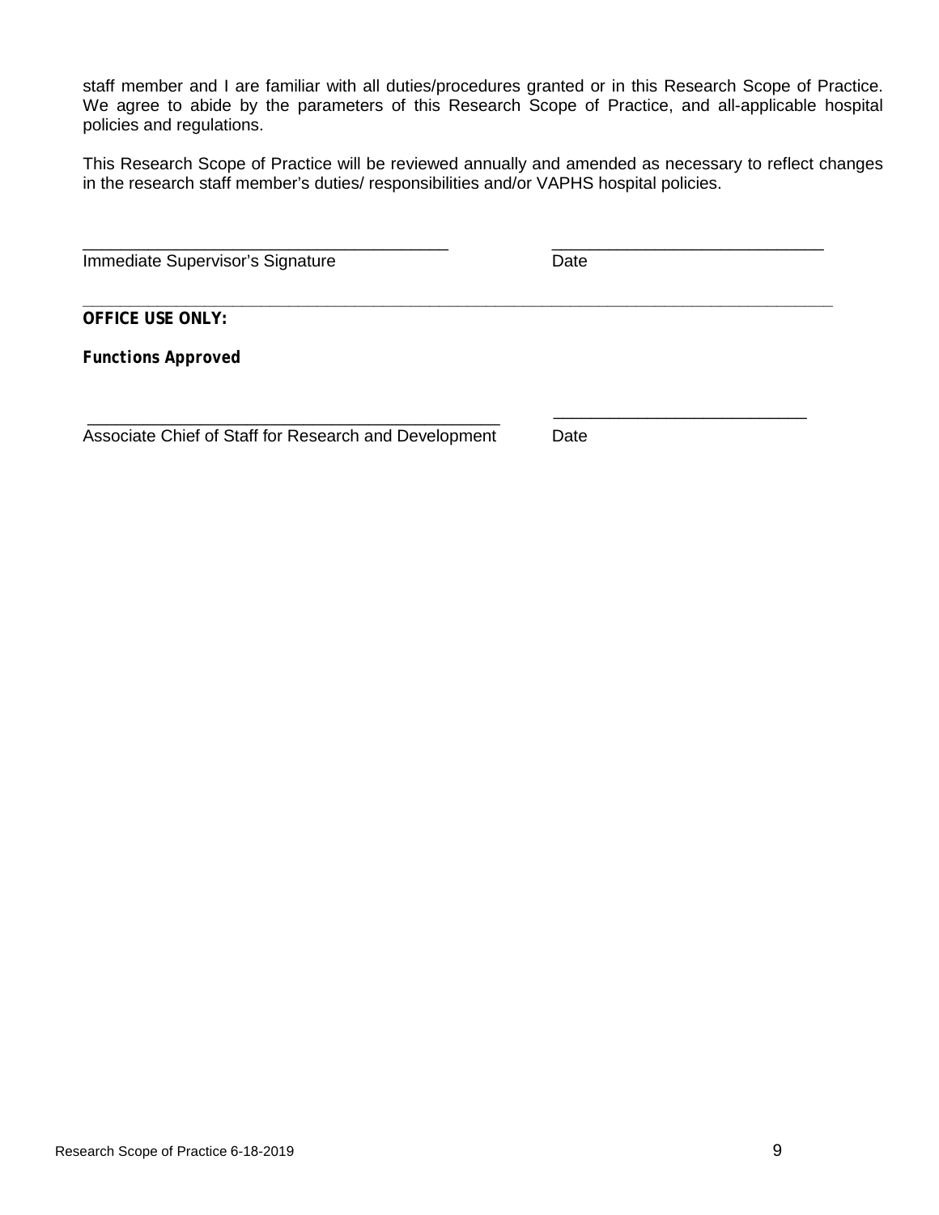staff member and I are familiar with all duties/procedures granted or in this Research Scope of Practice. We agree to abide by the parameters of this Research Scope of Practice, and all-applicable hospital policies and regulations.

This Research Scope of Practice will be reviewed annually and amended as necessary to reflect changes in the research staff member's duties/ responsibilities and/or VAPHS hospital policies.

_______________________________________ _____________________________

Immediate Supervisor's Signature Date

---

**OFFICE USE ONLY:**

**Functions Approved**

____________________________________________ ___________________________

Associate Chief of Staff for Research and Development Date